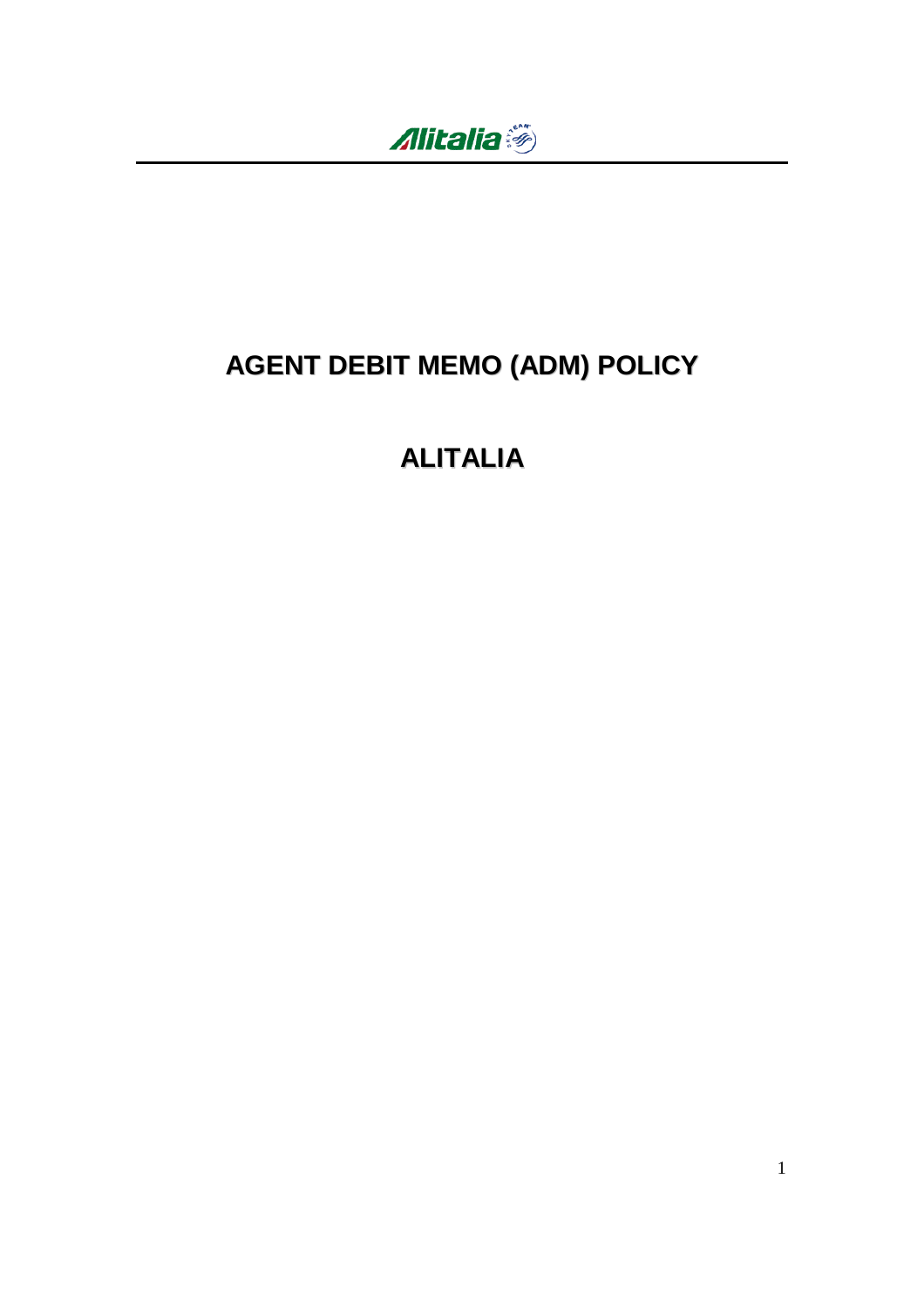# AGENT DEBIT MEMO (ADM) POLICY

# ALITALIA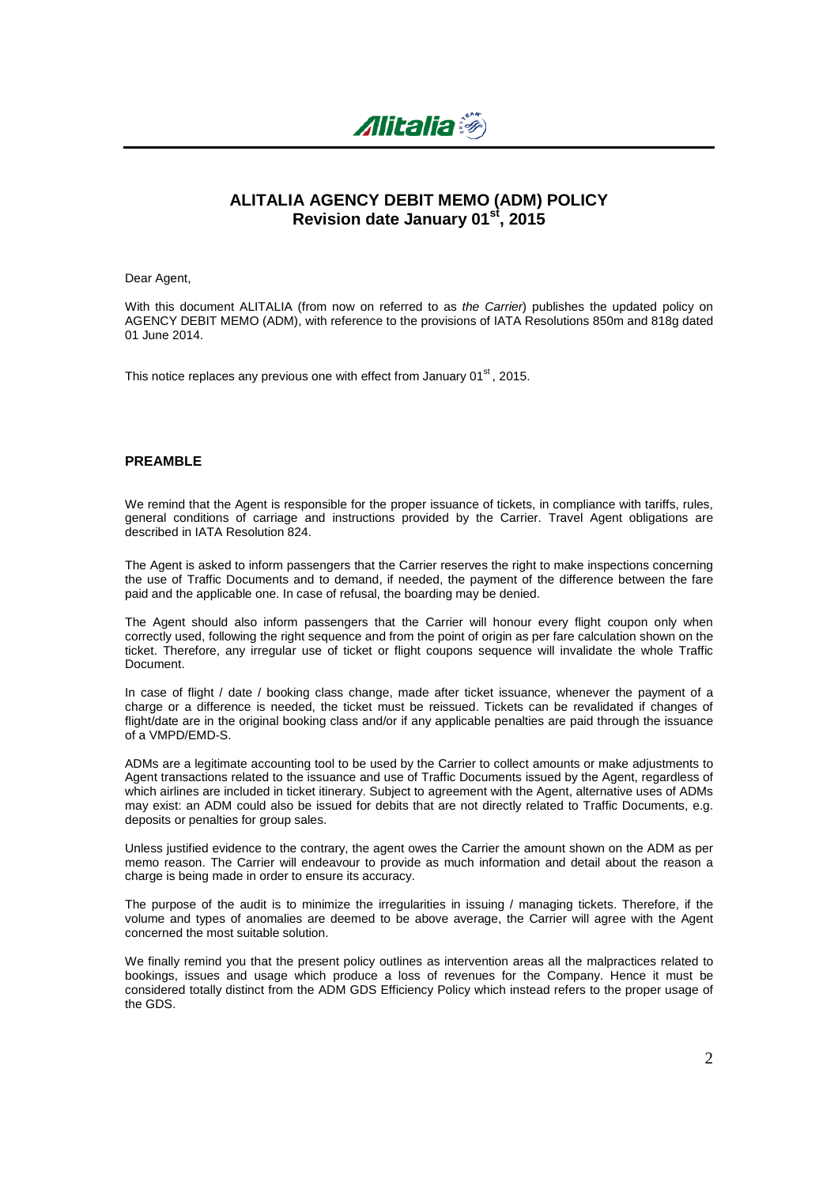# ALITALIA AGENCY DEBIT MEMO (ADM) POLICY
## Revision date January 01st, 2015

Dear Agent,

With this document ALITALIA (from now on referred to as *the Carrier*) publishes the updated policy on AGENCY DEBIT MEMO (ADM), with reference to the provisions of IATA Resolutions 850m and 818g dated 01 June 2014.

This notice replaces any previous one with effect from January 01st, 2015.

### PREAMBLE

We remind that the Agent is responsible for the proper issuance of tickets, in compliance with tariffs, rules, general conditions of carriage and instructions provided by the Carrier. Travel Agent obligations are described in IATA Resolution 824.

The Agent is asked to inform passengers that the Carrier reserves the right to make inspections concerning the use of Traffic Documents and to demand, if needed, the payment of the difference between the fare paid and the applicable one. In case of refusal, the boarding may be denied.

The Agent should also inform passengers that the Carrier will honour every flight coupon only when correctly used, following the right sequence and from the point of origin as per fare calculation shown on the ticket. Therefore, any irregular use of ticket or flight coupons sequence will invalidate the whole Traffic Document.

In case of flight / date / booking class change, made after ticket issuance, whenever the payment of a charge or a difference is needed, the ticket must be reissued. Tickets can be revalidated if changes of flight/date are in the original booking class and/or if any applicable penalties are paid through the issuance of a VMPD/EMD-S.

ADMs are a legitimate accounting tool to be used by the Carrier to collect amounts or make adjustments to Agent transactions related to the issuance and use of Traffic Documents issued by the Agent, regardless of which airlines are included in ticket itinerary. Subject to agreement with the Agent, alternative uses of ADMs may exist: an ADM could also be issued for debits that are not directly related to Traffic Documents, e.g. deposits or penalties for group sales.

Unless justified evidence to the contrary, the agent owes the Carrier the amount shown on the ADM as per memo reason. The Carrier will endeavour to provide as much information and detail about the reason a charge is being made in order to ensure its accuracy.

The purpose of the audit is to minimize the irregularities in issuing / managing tickets. Therefore, if the volume and types of anomalies are deemed to be above average, the Carrier will agree with the Agent concerned the most suitable solution.

We finally remind you that the present policy outlines as intervention areas all the malpractices related to bookings, issues and usage which produce a loss of revenues for the Company. Hence it must be considered totally distinct from the ADM GDS Efficiency Policy which instead refers to the proper usage of the GDS.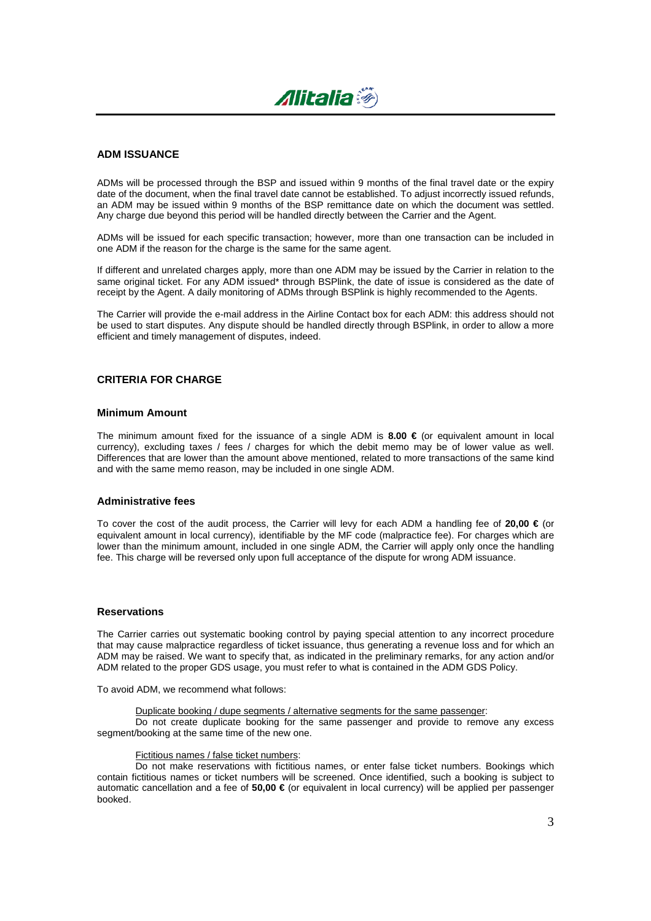## ADM ISSUANCE

ADMs will be processed through the BSP and issued within 9 months of the final travel date or the expiry date of the document, when the final travel date cannot be established. To adjust incorrectly issued refunds, an ADM may be issued within 9 months of the BSP remittance date on which the document was settled. Any charge due beyond this period will be handled directly between the Carrier and the Agent.

ADMs will be issued for each specific transaction; however, more than one transaction can be included in one ADM if the reason for the charge is the same for the same agent.

If different and unrelated charges apply, more than one ADM may be issued by the Carrier in relation to the same original ticket. For any ADM issued* through BSPlink, the date of issue is considered as the date of receipt by the Agent. A daily monitoring of ADMs through BSPlink is highly recommended to the Agents.

The Carrier will provide the e-mail address in the Airline Contact box for each ADM: this address should not be used to start disputes. Any dispute should be handled directly through BSPlink, in order to allow a more efficient and timely management of disputes, indeed.

## CRITERIA FOR CHARGE

### Minimum Amount

The minimum amount fixed for the issuance of a single ADM is **8.00 €** (or equivalent amount in local currency), excluding taxes / fees / charges for which the debit memo may be of lower value as well. Differences that are lower than the amount above mentioned, related to more transactions of the same kind and with the same memo reason, may be included in one single ADM.

### Administrative fees

To cover the cost of the audit process, the Carrier will levy for each ADM a handling fee of **20,00 €** (or equivalent amount in local currency), identifiable by the MF code (malpractice fee). For charges which are lower than the minimum amount, included in one single ADM, the Carrier will apply only once the handling fee. This charge will be reversed only upon full acceptance of the dispute for wrong ADM issuance.

### Reservations

The Carrier carries out systematic booking control by paying special attention to any incorrect procedure that may cause malpractice regardless of ticket issuance, thus generating a revenue loss and for which an ADM may be raised. We want to specify that, as indicated in the preliminary remarks, for any action and/or ADM related to the proper GDS usage, you must refer to what is contained in the ADM GDS Policy.

To avoid ADM, we recommend what follows:

Duplicate booking / dupe segments / alternative segments for the same passenger:

Do not create duplicate booking for the same passenger and provide to remove any excess segment/booking at the same time of the new one.

Fictitious names / false ticket numbers:

Do not make reservations with fictitious names, or enter false ticket numbers. Bookings which contain fictitious names or ticket numbers will be screened. Once identified, such a booking is subject to automatic cancellation and a fee of **50,00 €** (or equivalent in local currency) will be applied per passenger booked.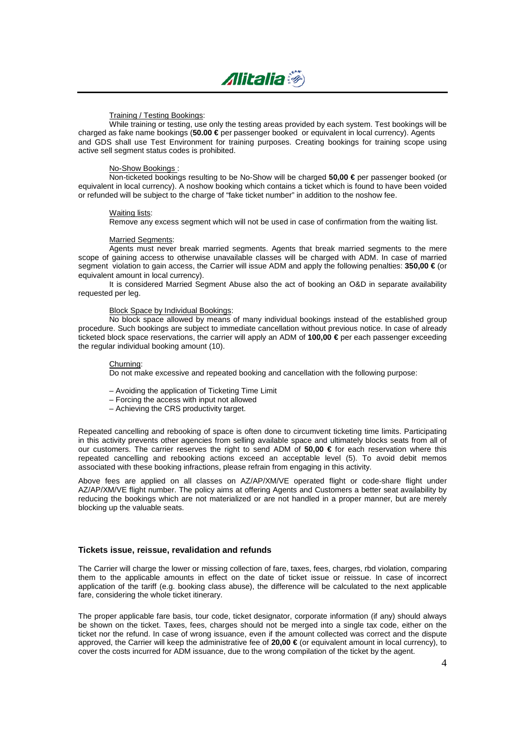Training / Testing Bookings:

While training or testing, use only the testing areas provided by each system. Test bookings will be charged as fake name bookings (**50.00 €** per passenger booked or equivalent in local currency). Agents and GDS shall use Test Environment for training purposes. Creating bookings for training scope using active sell segment status codes is prohibited.

No-Show Bookings :

Non-ticketed bookings resulting to be No-Show will be charged **50,00 €** per passenger booked (or equivalent in local currency). A noshow booking which contains a ticket which is found to have been voided or refunded will be subject to the charge of "fake ticket number" in addition to the noshow fee.

Waiting lists:

Remove any excess segment which will not be used in case of confirmation from the waiting list.

Married Segments:

Agents must never break married segments. Agents that break married segments to the mere scope of gaining access to otherwise unavailable classes will be charged with ADM. In case of married segment violation to gain access, the Carrier will issue ADM and apply the following penalties: **350,00 €** (or equivalent amount in local currency).

It is considered Married Segment Abuse also the act of booking an O&D in separate availability requested per leg.

Block Space by Individual Bookings:

No block space allowed by means of many individual bookings instead of the established group procedure. Such bookings are subject to immediate cancellation without previous notice. In case of already ticketed block space reservations, the carrier will apply an ADM of **100,00 €** per each passenger exceeding the regular individual booking amount (10).

Churning:

Do not make excessive and repeated booking and cancellation with the following purpose:

– Avoiding the application of Ticketing Time Limit
– Forcing the access with input not allowed
– Achieving the CRS productivity target.

Repeated cancelling and rebooking of space is often done to circumvent ticketing time limits. Participating in this activity prevents other agencies from selling available space and ultimately blocks seats from all of our customers. The carrier reserves the right to send ADM of **50,00 €** for each reservation where this repeated cancelling and rebooking actions exceed an acceptable level (5). To avoid debit memos associated with these booking infractions, please refrain from engaging in this activity.

Above fees are applied on all classes on AZ/AP/XM/VE operated flight or code-share flight under AZ/AP/XM/VE flight number. The policy aims at offering Agents and Customers a better seat availability by reducing the bookings which are not materialized or are not handled in a proper manner, but are merely blocking up the valuable seats.

## Tickets issue, reissue, revalidation and refunds

The Carrier will charge the lower or missing collection of fare, taxes, fees, charges, rbd violation, comparing them to the applicable amounts in effect on the date of ticket issue or reissue. In case of incorrect application of the tariff (e.g. booking class abuse), the difference will be calculated to the next applicable fare, considering the whole ticket itinerary.

The proper applicable fare basis, tour code, ticket designator, corporate information (if any) should always be shown on the ticket. Taxes, fees, charges should not be merged into a single tax code, either on the ticket nor the refund. In case of wrong issuance, even if the amount collected was correct and the dispute approved, the Carrier will keep the administrative fee of **20,00 €** (or equivalent amount in local currency), to cover the costs incurred for ADM issuance, due to the wrong compilation of the ticket by the agent.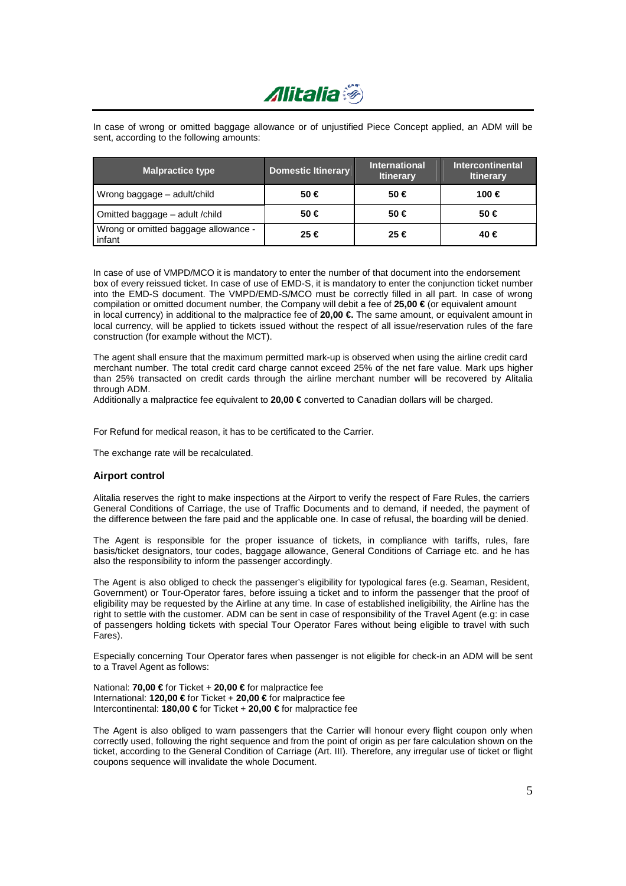In case of wrong or omitted baggage allowance or of unjustified Piece Concept applied, an ADM will be sent, according to the following amounts:

| Malpractice type | Domestic Itinerary | International Itinerary | Intercontinental Itinerary |
|---|---|---|---|
| Wrong baggage – adult/child | 50 € | 50 € | 100 € |
| Omitted baggage – adult /child | 50 € | 50 € | 50 € |
| Wrong or omitted baggage allowance - infant | 25 € | 25 € | 40 € |

In case of use of VMPD/MCO it is mandatory to enter the number of that document into the endorsement box of every reissued ticket. In case of use of EMD-S, it is mandatory to enter the conjunction ticket number into the EMD-S document. The VMPD/EMD-S/MCO must be correctly filled in all part. In case of wrong compilation or omitted document number, the Company will debit a fee of **25,00 €** (or equivalent amount in local currency) in additional to the malpractice fee of **20,00 €.** The same amount, or equivalent amount in local currency, will be applied to tickets issued without the respect of all issue/reservation rules of the fare construction (for example without the MCT).

The agent shall ensure that the maximum permitted mark-up is observed when using the airline credit card merchant number. The total credit card charge cannot exceed 25% of the net fare value. Mark ups higher than 25% transacted on credit cards through the airline merchant number will be recovered by Alitalia through ADM.
Additionally a malpractice fee equivalent to **20,00 €** converted to Canadian dollars will be charged.

For Refund for medical reason, it has to be certificated to the Carrier.

The exchange rate will be recalculated.

### Airport control

Alitalia reserves the right to make inspections at the Airport to verify the respect of Fare Rules, the carriers General Conditions of Carriage, the use of Traffic Documents and to demand, if needed, the payment of the difference between the fare paid and the applicable one. In case of refusal, the boarding will be denied.

The Agent is responsible for the proper issuance of tickets, in compliance with tariffs, rules, fare basis/ticket designators, tour codes, baggage allowance, General Conditions of Carriage etc. and he has also the responsibility to inform the passenger accordingly.

The Agent is also obliged to check the passenger's eligibility for typological fares (e.g. Seaman, Resident, Government) or Tour-Operator fares, before issuing a ticket and to inform the passenger that the proof of eligibility may be requested by the Airline at any time. In case of established ineligibility, the Airline has the right to settle with the customer. ADM can be sent in case of responsibility of the Travel Agent (e.g: in case of passengers holding tickets with special Tour Operator Fares without being eligible to travel with such Fares).

Especially concerning Tour Operator fares when passenger is not eligible for check-in an ADM will be sent to a Travel Agent as follows:

National: **70,00 €** for Ticket + **20,00 €** for malpractice fee
International: **120,00 €** for Ticket + **20,00 €** for malpractice fee
Intercontinental: **180,00 €** for Ticket + **20,00 €** for malpractice fee

The Agent is also obliged to warn passengers that the Carrier will honour every flight coupon only when correctly used, following the right sequence and from the point of origin as per fare calculation shown on the ticket, according to the General Condition of Carriage (Art. III). Therefore, any irregular use of ticket or flight coupons sequence will invalidate the whole Document.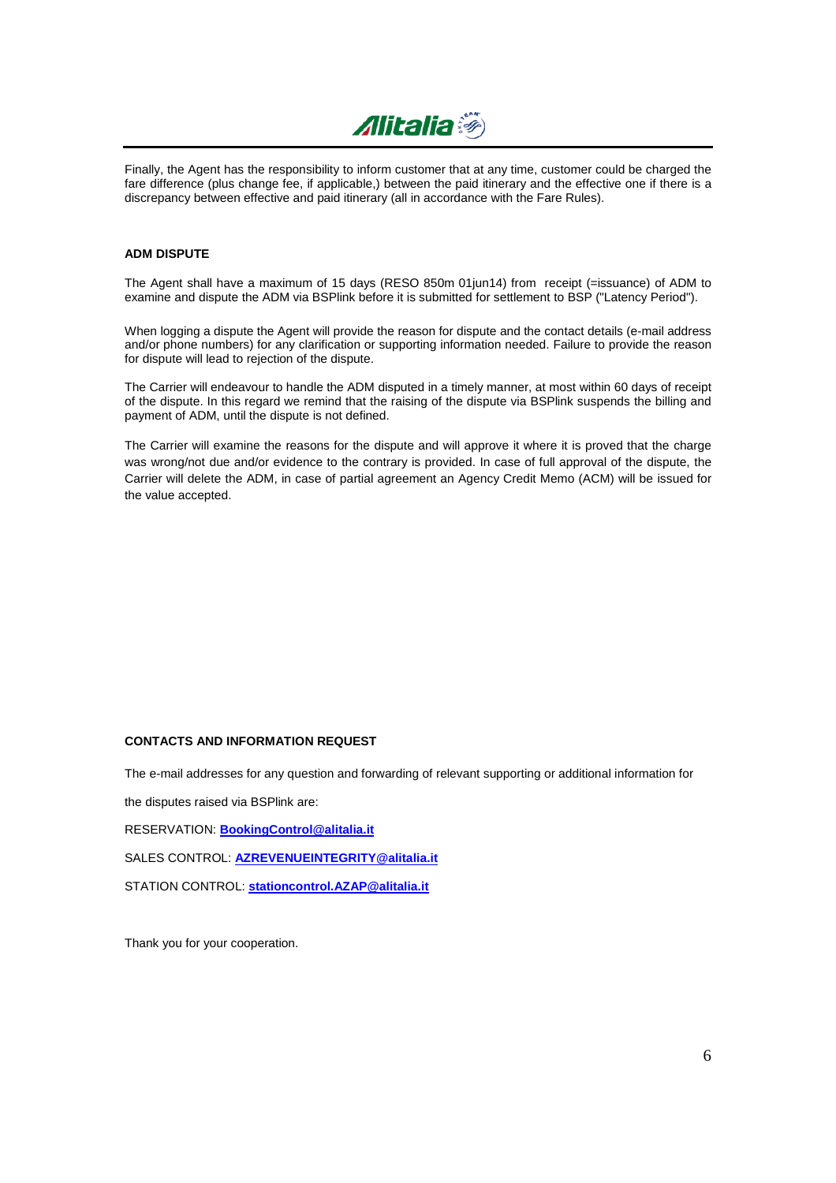Finally, the Agent has the responsibility to inform customer that at any time, customer could be charged the fare difference (plus change fee, if applicable,) between the paid itinerary and the effective one if there is a discrepancy between effective and paid itinerary (all in accordance with the Fare Rules).

**ADM DISPUTE**

The Agent shall have a maximum of 15 days (RESO 850m 01jun14) from receipt (=issuance) of ADM to examine and dispute the ADM via BSPlink before it is submitted for settlement to BSP ("Latency Period").

When logging a dispute the Agent will provide the reason for dispute and the contact details (e-mail address and/or phone numbers) for any clarification or supporting information needed. Failure to provide the reason for dispute will lead to rejection of the dispute.

The Carrier will endeavour to handle the ADM disputed in a timely manner, at most within 60 days of receipt of the dispute. In this regard we remind that the raising of the dispute via BSPlink suspends the billing and payment of ADM, until the dispute is not defined.

The Carrier will examine the reasons for the dispute and will approve it where it is proved that the charge was wrong/not due and/or evidence to the contrary is provided. In case of full approval of the dispute, the Carrier will delete the ADM, in case of partial agreement an Agency Credit Memo (ACM) will be issued for the value accepted.

**CONTACTS AND INFORMATION REQUEST**

The e-mail addresses for any question and forwarding of relevant supporting or additional information for

the disputes raised via BSPlink are:

RESERVATION: **BookingControl@alitalia.it**

SALES CONTROL: **AZREVENUEINTEGRITY@alitalia.it**

STATION CONTROL: **stationcontrol.AZAP@alitalia.it**

Thank you for your cooperation.